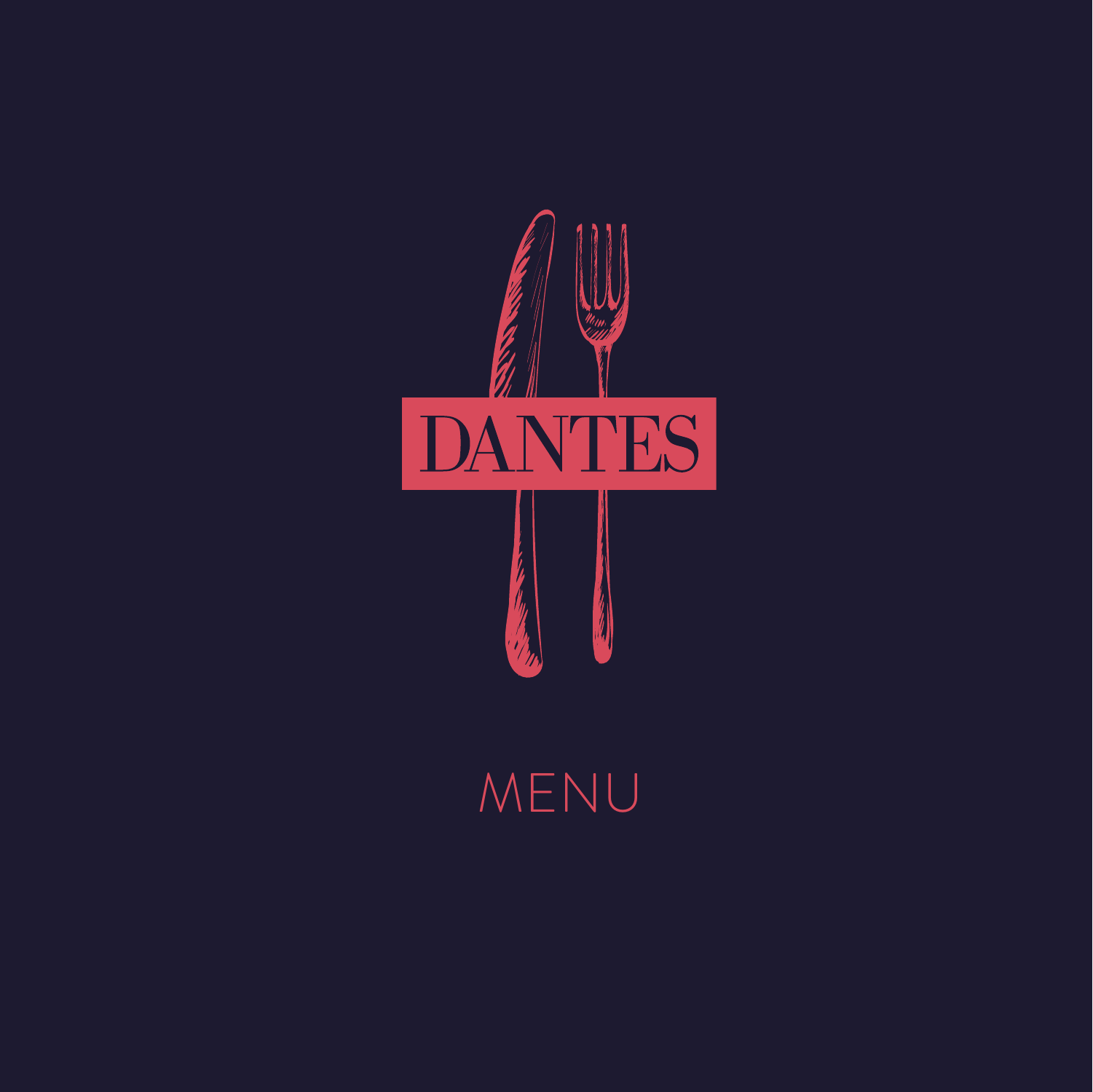# DANTES

## MENU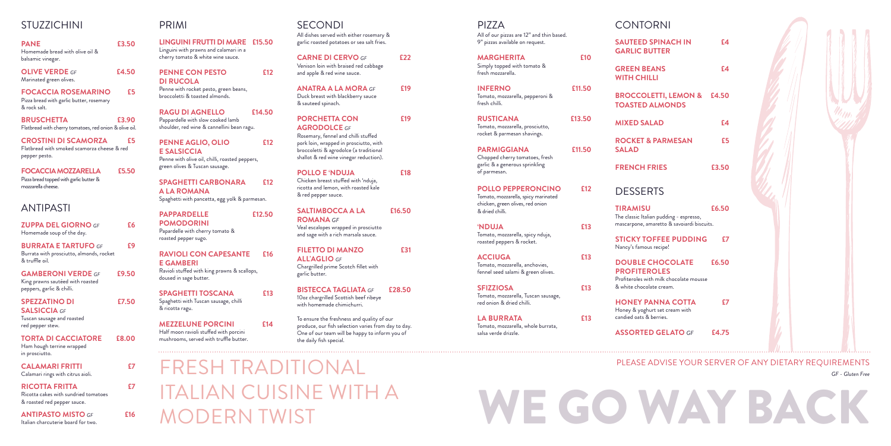## STUZZICHINI

**PANE** £3.50
Homemade bread with olive oil & balsamic vinegar.

**OLIVE VERDE** *GF* £4.50
Marinated green olives.

**FOCACCIA ROSEMARINO** £5
Pizza bread with garlic butter, rosemary & rock salt.

**BRUSCHETTA** £3.90
Flatbread with cherry tomatoes, red onion & olive oil.

**CROSTINI DI SCAMORZA** £5
Flatbread with smoked scamorza cheese & red pepper pesto.

**FOCACCIA MOZZARELLA** £5.50
Pizza bread topped with garlic butter & mozzarella cheese.

## ANTIPASTI

**ZUPPA DEL GIORNO** *GF* £6
Homemade soup of the day.

**BURRATA E TARTUFO** *GF* £9
Burrata with prosciutto, almonds, rocket & truffle oil.

**GAMBERONI VERDE** *GF* £9.50
King prawns sautéed with roasted peppers, garlic & chilli.

**SPEZZATINO DI SALSICCIA** *GF* £7.50
Tuscan sausage and roasted red pepper stew.

**TORTA DI CACCIATORE** £8.00
Ham hough terrine wrapped in prosciutto.

**CALAMARI FRITTI** £7
Calamari rings with citrus aioli.

**RICOTTA FRITTA** £7
Ricotta cakes with sundried tomatoes & roasted red pepper sauce.

**ANTIPASTO MISTO** *GF* £16
Italian charcuterie board for two.

## PRIMI

**LINGUINI FRUTTI DI MARE** £15.50
Linguini with prawns and calamari in a cherry tomato & white wine sauce.

**PENNE CON PESTO DI RUCOLA** £12
Penne with rocket pesto, green beans, broccoletti & toasted almonds.

**RAGU DI AGNELLO** £14.50
Pappardelle with slow cooked lamb shoulder, red wine & cannellini bean ragu.

**PENNE AGLIO, OLIO E SALSICCIA** £12
Penne with olive oil, chilli, roasted peppers, green olives & Tuscan sausage.

**SPAGHETTI CARBONARA A LA ROMANA** £12
Spaghetti with pancetta, egg yolk & parmesan.

**PAPPARDELLE POMODORINI** £12.50
Papardelle with cherry tomato & roasted pepper sugo.

**RAVIOLI CON CAPESANTE E GAMBERI** £16
Ravioli stuffed with king prawns & scallops, doused in sage butter.

**SPAGHETTI TOSCANA** £13
Spaghetti with Tuscan sausage, chilli & ricotta ragu.

**MEZZELUNE PORCINI** £14
Half moon ravioli stuffed with porcini mushrooms, served with truffle butter.

## SECONDI

All dishes served with either rosemary & garlic roasted potatoes or sea salt fries.

**CARNE DI CERVO** *GF* £22
Venison loin with braised red cabbage and apple & red wine sauce.

**ANATRA A LA MORA** *GF* £19
Duck breast with blackberry sauce & sauteed spinach.

**PORCHETTA CON AGRODOLCE** *GF* £19
Rosemary, fennel and chilli stuffed pork loin, wrapped in prosciutto, with broccoletti & agrodolce (a traditional shallot & red wine vinegar reduction).

**POLLO E 'NDUJA** £18
Chicken breast stuffed with 'nduja, ricotta and lemon, with roasted kale & red pepper sauce.

**SALTIMBOCCA A LA ROMANA** *GF* £16.50
Veal escalopes wrapped in prosciutto and sage with a rich marsala sauce.

**FILETTO DI MANZO ALL'AGLIO** *GF* £31
Chargrilled prime Scotch fillet with garlic butter.

**BISTECCA TAGLIATA** *GF* £28.50
10oz chargrilled Scottish beef ribeye with homemade chimichurri.

To ensure the freshness and quality of our produce, our fish selection varies from day to day. One of our team will be happy to inform you of the daily fish special.

## PIZZA

All of our pizzas are 12" and thin based. 9" pizzas available on request.

**MARGHERITA** £10
Simply topped with tomato & fresh mozzarella.

**INFERNO** £11.50
Tomato, mozzarella, pepperoni & fresh chilli.

**RUSTICANA** £13.50
Tomato, mozzarella, prosciutto, rocket & parmesan shavings.

**PARMIGGIANA** £11.50
Chopped cherry tomatoes, fresh garlic & a generous sprinkling of parmesan.

**POLLO PEPPERONCINO** £12
Tomato, mozzarella, spicy marinated chicken, green olives, red onion & dried chilli.

**'NDUJA** £13
Tomato, mozzarella, spicy nduja, roasted peppers & rocket.

**ACCIUGA** £13
Tomato, mozzarella, anchovies, fennel seed salami & green olives.

**SFIZZIOSA** £13
Tomato, mozzarella, Tuscan sausage, red onion & dried chilli.

**LA BURRATA** £13
Tomato, mozzarella, whole burrata, salsa verde drizzle.

## CONTORNI

**SAUTEED SPINACH IN GARLIC BUTTER** £4

**GREEN BEANS WITH CHILLI** £4

**BROCCOLETTI, LEMON & TOASTED ALMONDS** £4.50

**MIXED SALAD** £4

**ROCKET & PARMESAN SALAD** £5

**FRENCH FRIES** £3.50

## DESSERTS

**TIRAMISU** £6.50
The classic Italian pudding - espresso, mascarpone, amaretto & savoiardi biscuits.

**STICKY TOFFEE PUDDING** £7
Nancy's famous recipe!

**DOUBLE CHOCOLATE PROFITEROLES** £6.50
Profiteroles with milk chocolate mousse & white chocolate cream.

**HONEY PANNA COTTA** £7
Honey & yoghurt set cream with candied oats & berries.

**ASSORTED GELATO** *GF* £4.75

PLEASE ADVISE YOUR SERVER OF ANY DIETARY REQUIREMENTS

*GF - Gluten Free*

# FRESH TRADITIONAL ITALIAN CUISINE WITH A MODERN TWIST

# WE GO WAY BACK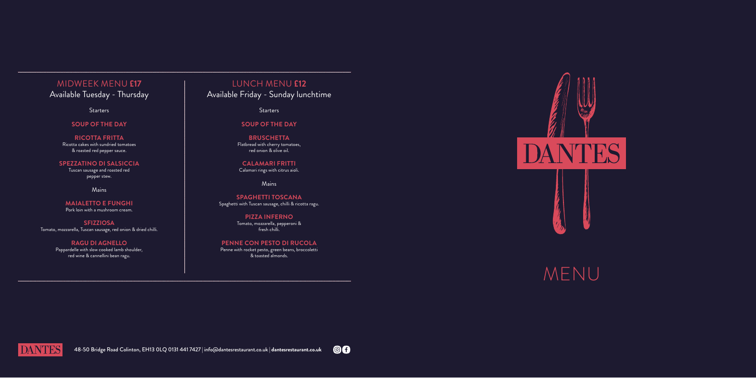## MIDWEEK MENU **£17**
Available Tuesday - Thursday

Starters

**SOUP OF THE DAY**

**RICOTTA FRITTA**
Ricotta cakes with sundried tomatoes & roasted red pepper sauce.

**SPEZZATINO DI SALSICCIA**
Tuscan sausage and roasted red pepper stew.

Mains

**MAIALETTO E FUNGHI**
Pork loin with a mushroom cream.

**SFIZZIOSA**
Tomato, mozzarella, Tuscan sausage, red onion & dried chilli.

**RAGU DI AGNELLO**
Pappardelle with slow cooked lamb shoulder, red wine & cannellini bean ragu.

## LUNCH MENU **£12**
Available Friday - Sunday lunchtime

Starters

**SOUP OF THE DAY**

**BRUSCHETTA**
Flatbread with cherry tomatoes, red onion & olive oil.

**CALAMARI FRITTI**
Calamari rings with citrus aioli.

Mains

**SPAGHETTI TOSCANA**
Spaghetti with Tuscan sausage, chilli & ricotta ragu.

**PIZZA INFERNO**
Tomato, mozzarella, pepperoni & fresh chilli.

**PENNE CON PESTO DI RUCOLA**
Penne with rocket pesto, green beans, broccoletti & toasted almonds.

# DANTES

# MENU

DANTES **48-50 Bridge Road Colinton, EH13 0LQ 0131 441 7427 | info@dantesrestaurant.co.uk | dantesrestaurant.co.uk**